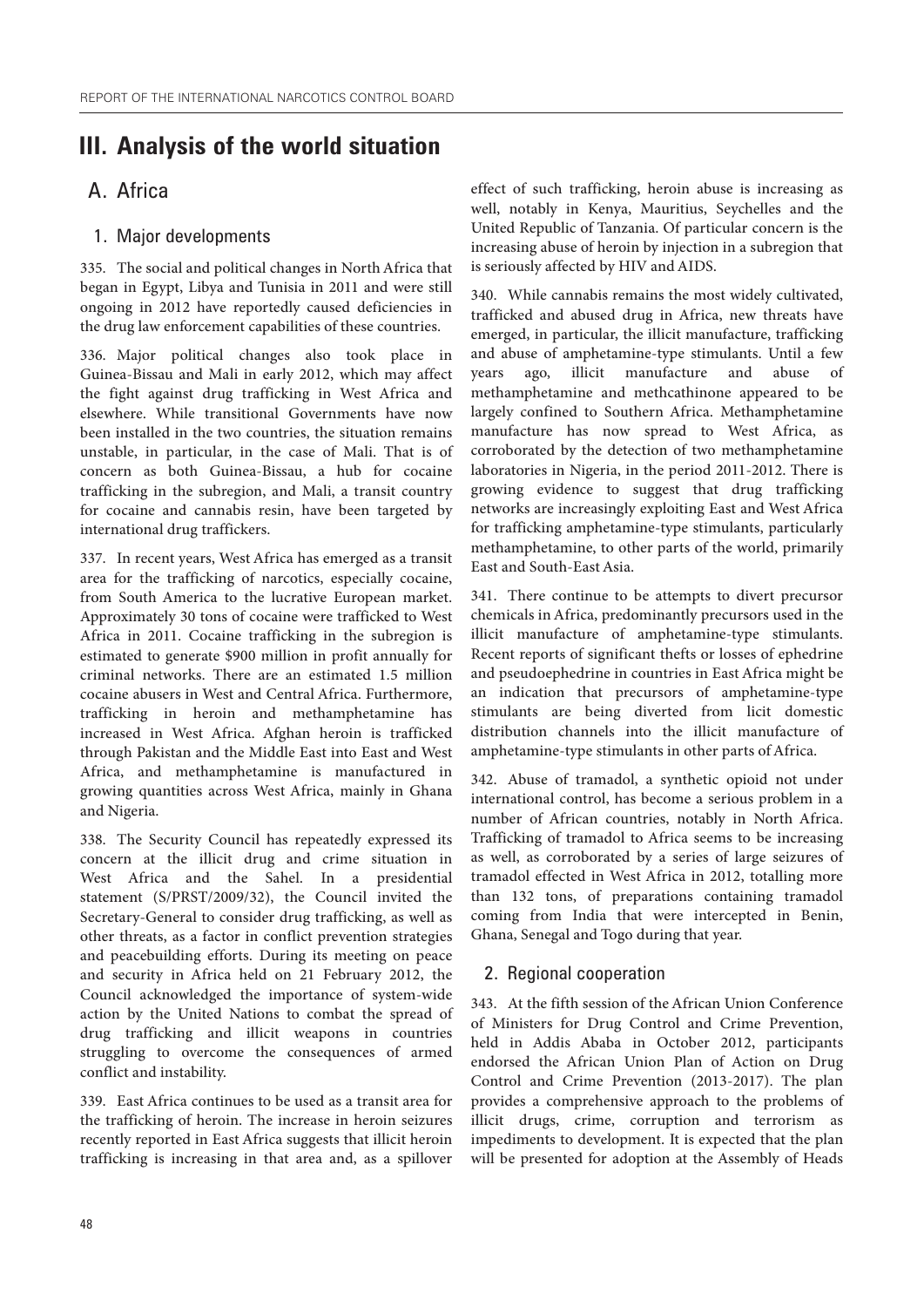# III. Analysis of the world situation

## A. Africa

### 1. Major developments

335. The social and political changes in North Africa that began in Egypt, Libya and Tunisia in 2011 and were still ongoing in 2012 have reportedly caused deficiencies in the drug law enforcement capabilities of these countries.

336. Major political changes also took place in Guinea-Bissau and Mali in early 2012, which may affect the fight against drug trafficking in West Africa and elsewhere. While transitional Governments have now been installed in the two countries, the situation remains unstable, in particular, in the case of Mali. That is of concern as both Guinea-Bissau, a hub for cocaine trafficking in the subregion, and Mali, a transit country for cocaine and cannabis resin, have been targeted by international drug traffickers.

337. In recent years, West Africa has emerged as a transit area for the trafficking of narcotics, especially cocaine, from South America to the lucrative European market. Approximately 30 tons of cocaine were trafficked to West Africa in 2011. Cocaine trafficking in the subregion is estimated to generate $900 million in profit annually for criminal networks. There are an estimated 1.5 million cocaine abusers in West and Central Africa. Furthermore, trafficking in heroin and methamphetamine has increased in West Africa. Afghan heroin is trafficked through Pakistan and the Middle East into East and West Africa, and methamphetamine is manufactured in growing quantities across West Africa, mainly in Ghana and Nigeria.

338. The Security Council has repeatedly expressed its concern at the illicit drug and crime situation in West Africa and the Sahel. In a presidential statement (S/PRST/2009/32), the Council invited the Secretary-General to consider drug trafficking, as well as other threats, as a factor in conflict prevention strategies and peacebuilding efforts. During its meeting on peace and security in Africa held on 21 February 2012, the Council acknowledged the importance of system-wide action by the United Nations to combat the spread of drug trafficking and illicit weapons in countries struggling to overcome the consequences of armed conflict and instability.

339. East Africa continues to be used as a transit area for the trafficking of heroin. The increase in heroin seizures recently reported in East Africa suggests that illicit heroin trafficking is increasing in that area and, as a spillover effect of such trafficking, heroin abuse is increasing as well, notably in Kenya, Mauritius, Seychelles and the United Republic of Tanzania. Of particular concern is the increasing abuse of heroin by injection in a subregion that is seriously affected by HIV and AIDS.

340. While cannabis remains the most widely cultivated, trafficked and abused drug in Africa, new threats have emerged, in particular, the illicit manufacture, trafficking and abuse of amphetamine-type stimulants. Until a few years ago, illicit manufacture and abuse of methamphetamine and methcathinone appeared to be largely confined to Southern Africa. Methamphetamine manufacture has now spread to West Africa, as corroborated by the detection of two methamphetamine laboratories in Nigeria, in the period 2011-2012. There is growing evidence to suggest that drug trafficking networks are increasingly exploiting East and West Africa for trafficking amphetamine-type stimulants, particularly methamphetamine, to other parts of the world, primarily East and South-East Asia.

341. There continue to be attempts to divert precursor chemicals in Africa, predominantly precursors used in the illicit manufacture of amphetamine-type stimulants. Recent reports of significant thefts or losses of ephedrine and pseudoephedrine in countries in East Africa might be an indication that precursors of amphetamine-type stimulants are being diverted from licit domestic distribution channels into the illicit manufacture of amphetamine-type stimulants in other parts of Africa.

342. Abuse of tramadol, a synthetic opioid not under international control, has become a serious problem in a number of African countries, notably in North Africa. Trafficking of tramadol to Africa seems to be increasing as well, as corroborated by a series of large seizures of tramadol effected in West Africa in 2012, totalling more than 132 tons, of preparations containing tramadol coming from India that were intercepted in Benin, Ghana, Senegal and Togo during that year.

### 2. Regional cooperation

343. At the fifth session of the African Union Conference of Ministers for Drug Control and Crime Prevention, held in Addis Ababa in October 2012, participants endorsed the African Union Plan of Action on Drug Control and Crime Prevention (2013-2017). The plan provides a comprehensive approach to the problems of illicit drugs, crime, corruption and terrorism as impediments to development. It is expected that the plan will be presented for adoption at the Assembly of Heads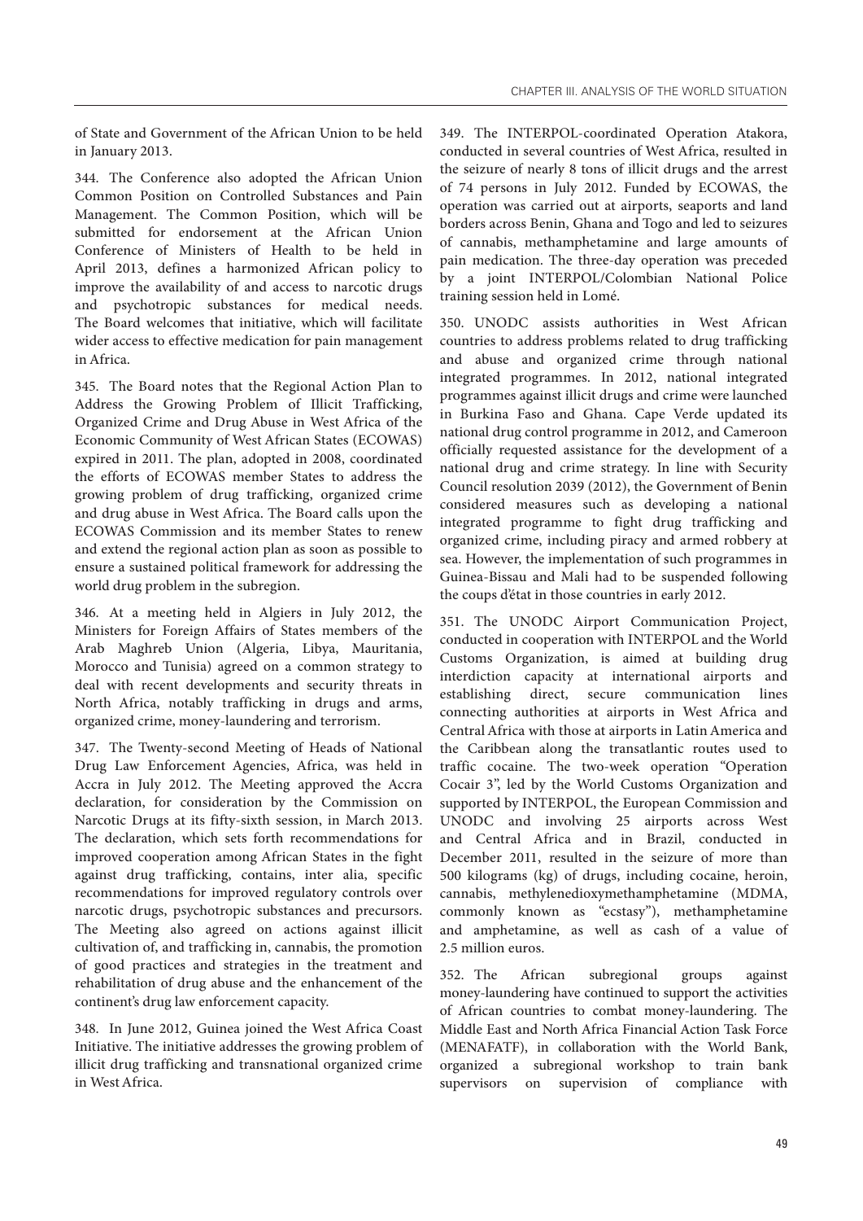of State and Government of the African Union to be held in January 2013.

344. The Conference also adopted the African Union Common Position on Controlled Substances and Pain Management. The Common Position, which will be submitted for endorsement at the African Union Conference of Ministers of Health to be held in April 2013, defines a harmonized African policy to improve the availability of and access to narcotic drugs and psychotropic substances for medical needs. The Board welcomes that initiative, which will facilitate wider access to effective medication for pain management in Africa.

345. The Board notes that the Regional Action Plan to Address the Growing Problem of Illicit Trafficking, Organized Crime and Drug Abuse in West Africa of the Economic Community of West African States (ECOWAS) expired in 2011. The plan, adopted in 2008, coordinated the efforts of ECOWAS member States to address the growing problem of drug trafficking, organized crime and drug abuse in West Africa. The Board calls upon the ECOWAS Commission and its member States to renew and extend the regional action plan as soon as possible to ensure a sustained political framework for addressing the world drug problem in the subregion.

346. At a meeting held in Algiers in July 2012, the Ministers for Foreign Affairs of States members of the Arab Maghreb Union (Algeria, Libya, Mauritania, Morocco and Tunisia) agreed on a common strategy to deal with recent developments and security threats in North Africa, notably trafficking in drugs and arms, organized crime, money-laundering and terrorism.

347. The Twenty-second Meeting of Heads of National Drug Law Enforcement Agencies, Africa, was held in Accra in July 2012. The Meeting approved the Accra declaration, for consideration by the Commission on Narcotic Drugs at its fifty-sixth session, in March 2013. The declaration, which sets forth recommendations for improved cooperation among African States in the fight against drug trafficking, contains, inter alia, specific recommendations for improved regulatory controls over narcotic drugs, psychotropic substances and precursors. The Meeting also agreed on actions against illicit cultivation of, and trafficking in, cannabis, the promotion of good practices and strategies in the treatment and rehabilitation of drug abuse and the enhancement of the continent's drug law enforcement capacity.

348. In June 2012, Guinea joined the West Africa Coast Initiative. The initiative addresses the growing problem of illicit drug trafficking and transnational organized crime in West Africa.

349. The INTERPOL-coordinated Operation Atakora, conducted in several countries of West Africa, resulted in the seizure of nearly 8 tons of illicit drugs and the arrest of 74 persons in July 2012. Funded by ECOWAS, the operation was carried out at airports, seaports and land borders across Benin, Ghana and Togo and led to seizures of cannabis, methamphetamine and large amounts of pain medication. The three-day operation was preceded by a joint INTERPOL/Colombian National Police training session held in Lomé.

350. UNODC assists authorities in West African countries to address problems related to drug trafficking and abuse and organized crime through national integrated programmes. In 2012, national integrated programmes against illicit drugs and crime were launched in Burkina Faso and Ghana. Cape Verde updated its national drug control programme in 2012, and Cameroon officially requested assistance for the development of a national drug and crime strategy. In line with Security Council resolution 2039 (2012), the Government of Benin considered measures such as developing a national integrated programme to fight drug trafficking and organized crime, including piracy and armed robbery at sea. However, the implementation of such programmes in Guinea-Bissau and Mali had to be suspended following the coups d'état in those countries in early 2012.

351. The UNODC Airport Communication Project, conducted in cooperation with INTERPOL and the World Customs Organization, is aimed at building drug interdiction capacity at international airports and establishing direct, secure communication lines connecting authorities at airports in West Africa and Central Africa with those at airports in Latin America and the Caribbean along the transatlantic routes used to traffic cocaine. The two-week operation "Operation Cocair 3", led by the World Customs Organization and supported by INTERPOL, the European Commission and UNODC and involving 25 airports across West and Central Africa and in Brazil, conducted in December 2011, resulted in the seizure of more than 500 kilograms (kg) of drugs, including cocaine, heroin, cannabis, methylenedioxymethamphetamine (MDMA, commonly known as "ecstasy"), methamphetamine and amphetamine, as well as cash of a value of 2.5 million euros.

352. The African subregional groups against money-laundering have continued to support the activities of African countries to combat money-laundering. The Middle East and North Africa Financial Action Task Force (MENAFATF), in collaboration with the World Bank, organized a subregional workshop to train bank supervisors on supervision of compliance with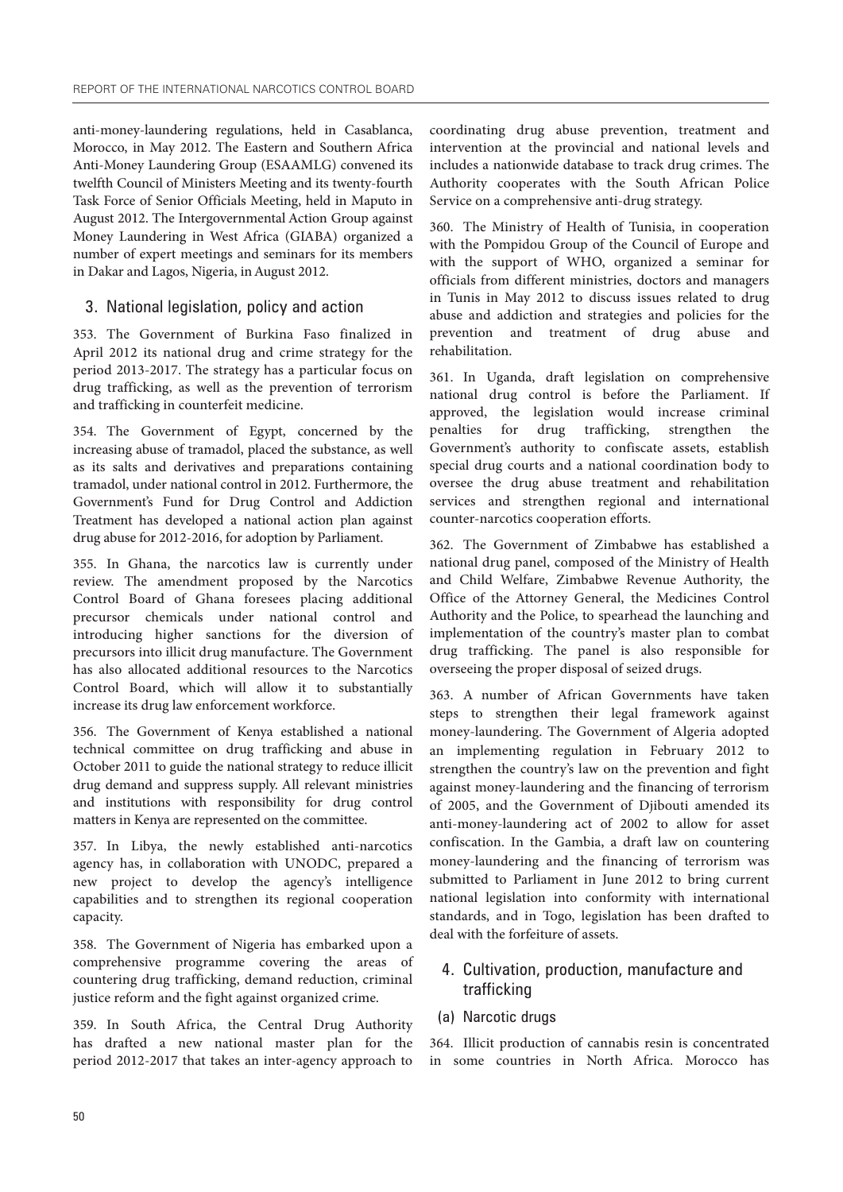anti-money-laundering regulations, held in Casablanca, Morocco, in May 2012. The Eastern and Southern Africa Anti-Money Laundering Group (ESAAMLG) convened its twelfth Council of Ministers Meeting and its twenty-fourth Task Force of Senior Officials Meeting, held in Maputo in August 2012. The Intergovernmental Action Group against Money Laundering in West Africa (GIABA) organized a number of expert meetings and seminars for its members in Dakar and Lagos, Nigeria, in August 2012.

## 3. National legislation, policy and action

353. The Government of Burkina Faso finalized in April 2012 its national drug and crime strategy for the period 2013-2017. The strategy has a particular focus on drug trafficking, as well as the prevention of terrorism and trafficking in counterfeit medicine.

354. The Government of Egypt, concerned by the increasing abuse of tramadol, placed the substance, as well as its salts and derivatives and preparations containing tramadol, under national control in 2012. Furthermore, the Government's Fund for Drug Control and Addiction Treatment has developed a national action plan against drug abuse for 2012-2016, for adoption by Parliament.

355. In Ghana, the narcotics law is currently under review. The amendment proposed by the Narcotics Control Board of Ghana foresees placing additional precursor chemicals under national control and introducing higher sanctions for the diversion of precursors into illicit drug manufacture. The Government has also allocated additional resources to the Narcotics Control Board, which will allow it to substantially increase its drug law enforcement workforce.

356. The Government of Kenya established a national technical committee on drug trafficking and abuse in October 2011 to guide the national strategy to reduce illicit drug demand and suppress supply. All relevant ministries and institutions with responsibility for drug control matters in Kenya are represented on the committee.

357. In Libya, the newly established anti-narcotics agency has, in collaboration with UNODC, prepared a new project to develop the agency's intelligence capabilities and to strengthen its regional cooperation capacity.

358. The Government of Nigeria has embarked upon a comprehensive programme covering the areas of countering drug trafficking, demand reduction, criminal justice reform and the fight against organized crime.

359. In South Africa, the Central Drug Authority has drafted a new national master plan for the period 2012-2017 that takes an inter-agency approach to coordinating drug abuse prevention, treatment and intervention at the provincial and national levels and includes a nationwide database to track drug crimes. The Authority cooperates with the South African Police Service on a comprehensive anti-drug strategy.

360. The Ministry of Health of Tunisia, in cooperation with the Pompidou Group of the Council of Europe and with the support of WHO, organized a seminar for officials from different ministries, doctors and managers in Tunis in May 2012 to discuss issues related to drug abuse and addiction and strategies and policies for the prevention and treatment of drug abuse and rehabilitation.

361. In Uganda, draft legislation on comprehensive national drug control is before the Parliament. If approved, the legislation would increase criminal penalties for drug trafficking, strengthen the Government's authority to confiscate assets, establish special drug courts and a national coordination body to oversee the drug abuse treatment and rehabilitation services and strengthen regional and international counter-narcotics cooperation efforts.

362. The Government of Zimbabwe has established a national drug panel, composed of the Ministry of Health and Child Welfare, Zimbabwe Revenue Authority, the Office of the Attorney General, the Medicines Control Authority and the Police, to spearhead the launching and implementation of the country's master plan to combat drug trafficking. The panel is also responsible for overseeing the proper disposal of seized drugs.

363. A number of African Governments have taken steps to strengthen their legal framework against money-laundering. The Government of Algeria adopted an implementing regulation in February 2012 to strengthen the country's law on the prevention and fight against money-laundering and the financing of terrorism of 2005, and the Government of Djibouti amended its anti-money-laundering act of 2002 to allow for asset confiscation. In the Gambia, a draft law on countering money-laundering and the financing of terrorism was submitted to Parliament in June 2012 to bring current national legislation into conformity with international standards, and in Togo, legislation has been drafted to deal with the forfeiture of assets.

## 4. Cultivation, production, manufacture and trafficking

### (a) Narcotic drugs

364. Illicit production of cannabis resin is concentrated in some countries in North Africa. Morocco has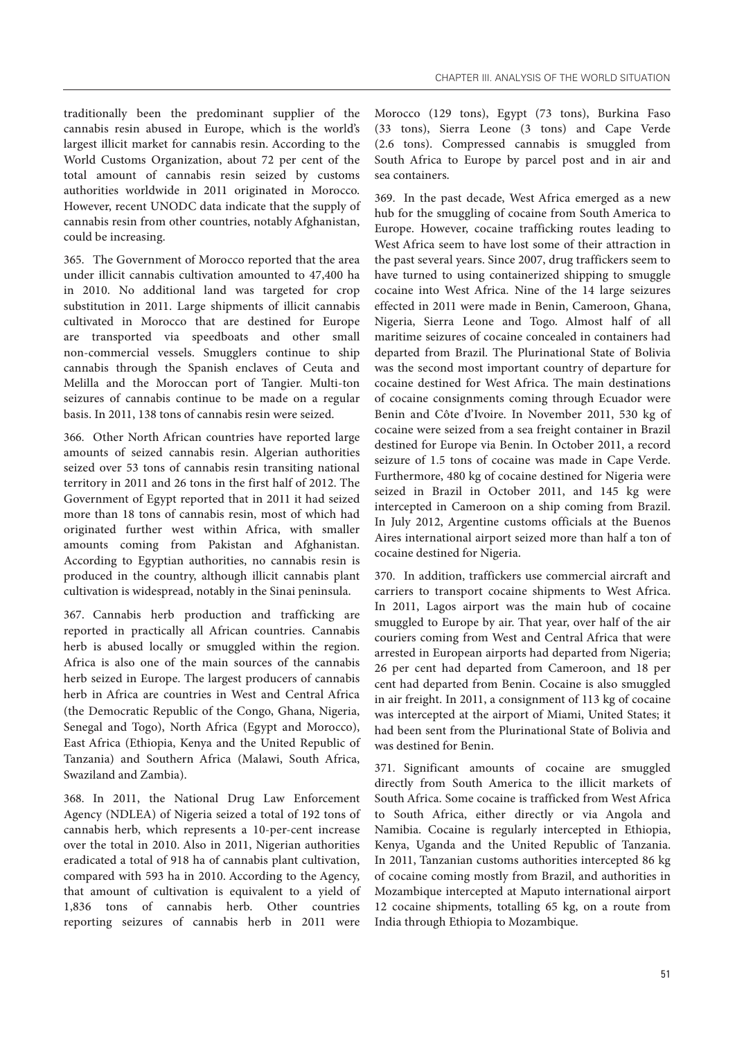traditionally been the predominant supplier of the cannabis resin abused in Europe, which is the world's largest illicit market for cannabis resin. According to the World Customs Organization, about 72 per cent of the total amount of cannabis resin seized by customs authorities worldwide in 2011 originated in Morocco. However, recent UNODC data indicate that the supply of cannabis resin from other countries, notably Afghanistan, could be increasing.

365. The Government of Morocco reported that the area under illicit cannabis cultivation amounted to 47,400 ha in 2010. No additional land was targeted for crop substitution in 2011. Large shipments of illicit cannabis cultivated in Morocco that are destined for Europe are transported via speedboats and other small non-commercial vessels. Smugglers continue to ship cannabis through the Spanish enclaves of Ceuta and Melilla and the Moroccan port of Tangier. Multi-ton seizures of cannabis continue to be made on a regular basis. In 2011, 138 tons of cannabis resin were seized.

366. Other North African countries have reported large amounts of seized cannabis resin. Algerian authorities seized over 53 tons of cannabis resin transiting national territory in 2011 and 26 tons in the first half of 2012. The Government of Egypt reported that in 2011 it had seized more than 18 tons of cannabis resin, most of which had originated further west within Africa, with smaller amounts coming from Pakistan and Afghanistan. According to Egyptian authorities, no cannabis resin is produced in the country, although illicit cannabis plant cultivation is widespread, notably in the Sinai peninsula.

367. Cannabis herb production and trafficking are reported in practically all African countries. Cannabis herb is abused locally or smuggled within the region. Africa is also one of the main sources of the cannabis herb seized in Europe. The largest producers of cannabis herb in Africa are countries in West and Central Africa (the Democratic Republic of the Congo, Ghana, Nigeria, Senegal and Togo), North Africa (Egypt and Morocco), East Africa (Ethiopia, Kenya and the United Republic of Tanzania) and Southern Africa (Malawi, South Africa, Swaziland and Zambia).

368. In 2011, the National Drug Law Enforcement Agency (NDLEA) of Nigeria seized a total of 192 tons of cannabis herb, which represents a 10-per-cent increase over the total in 2010. Also in 2011, Nigerian authorities eradicated a total of 918 ha of cannabis plant cultivation, compared with 593 ha in 2010. According to the Agency, that amount of cultivation is equivalent to a yield of 1,836 tons of cannabis herb. Other countries reporting seizures of cannabis herb in 2011 were Morocco (129 tons), Egypt (73 tons), Burkina Faso (33 tons), Sierra Leone (3 tons) and Cape Verde (2.6 tons). Compressed cannabis is smuggled from South Africa to Europe by parcel post and in air and sea containers.

369. In the past decade, West Africa emerged as a new hub for the smuggling of cocaine from South America to Europe. However, cocaine trafficking routes leading to West Africa seem to have lost some of their attraction in the past several years. Since 2007, drug traffickers seem to have turned to using containerized shipping to smuggle cocaine into West Africa. Nine of the 14 large seizures effected in 2011 were made in Benin, Cameroon, Ghana, Nigeria, Sierra Leone and Togo. Almost half of all maritime seizures of cocaine concealed in containers had departed from Brazil. The Plurinational State of Bolivia was the second most important country of departure for cocaine destined for West Africa. The main destinations of cocaine consignments coming through Ecuador were Benin and Côte d'Ivoire. In November 2011, 530 kg of cocaine were seized from a sea freight container in Brazil destined for Europe via Benin. In October 2011, a record seizure of 1.5 tons of cocaine was made in Cape Verde. Furthermore, 480 kg of cocaine destined for Nigeria were seized in Brazil in October 2011, and 145 kg were intercepted in Cameroon on a ship coming from Brazil. In July 2012, Argentine customs officials at the Buenos Aires international airport seized more than half a ton of cocaine destined for Nigeria.

370. In addition, traffickers use commercial aircraft and carriers to transport cocaine shipments to West Africa. In 2011, Lagos airport was the main hub of cocaine smuggled to Europe by air. That year, over half of the air couriers coming from West and Central Africa that were arrested in European airports had departed from Nigeria; 26 per cent had departed from Cameroon, and 18 per cent had departed from Benin. Cocaine is also smuggled in air freight. In 2011, a consignment of 113 kg of cocaine was intercepted at the airport of Miami, United States; it had been sent from the Plurinational State of Bolivia and was destined for Benin.

371. Significant amounts of cocaine are smuggled directly from South America to the illicit markets of South Africa. Some cocaine is trafficked from West Africa to South Africa, either directly or via Angola and Namibia. Cocaine is regularly intercepted in Ethiopia, Kenya, Uganda and the United Republic of Tanzania. In 2011, Tanzanian customs authorities intercepted 86 kg of cocaine coming mostly from Brazil, and authorities in Mozambique intercepted at Maputo international airport 12 cocaine shipments, totalling 65 kg, on a route from India through Ethiopia to Mozambique.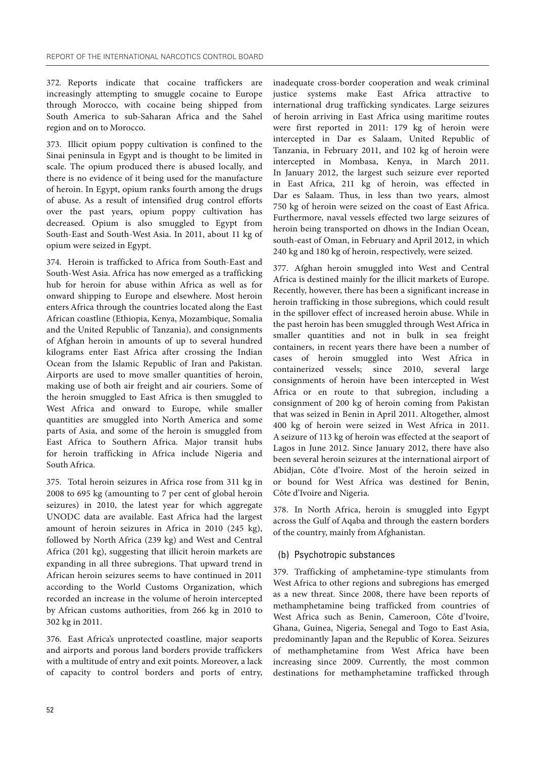372. Reports indicate that cocaine traffickers are increasingly attempting to smuggle cocaine to Europe through Morocco, with cocaine being shipped from South America to sub-Saharan Africa and the Sahel region and on to Morocco.

373. Illicit opium poppy cultivation is confined to the Sinai peninsula in Egypt and is thought to be limited in scale. The opium produced there is abused locally, and there is no evidence of it being used for the manufacture of heroin. In Egypt, opium ranks fourth among the drugs of abuse. As a result of intensified drug control efforts over the past years, opium poppy cultivation has decreased. Opium is also smuggled to Egypt from South-East and South-West Asia. In 2011, about 11 kg of opium were seized in Egypt.

374. Heroin is trafficked to Africa from South-East and South-West Asia. Africa has now emerged as a trafficking hub for heroin for abuse within Africa as well as for onward shipping to Europe and elsewhere. Most heroin enters Africa through the countries located along the East African coastline (Ethiopia, Kenya, Mozambique, Somalia and the United Republic of Tanzania), and consignments of Afghan heroin in amounts of up to several hundred kilograms enter East Africa after crossing the Indian Ocean from the Islamic Republic of Iran and Pakistan. Airports are used to move smaller quantities of heroin, making use of both air freight and air couriers. Some of the heroin smuggled to East Africa is then smuggled to West Africa and onward to Europe, while smaller quantities are smuggled into North America and some parts of Asia, and some of the heroin is smuggled from East Africa to Southern Africa. Major transit hubs for heroin trafficking in Africa include Nigeria and South Africa.

375. Total heroin seizures in Africa rose from 311 kg in 2008 to 695 kg (amounting to 7 per cent of global heroin seizures) in 2010, the latest year for which aggregate UNODC data are available. East Africa had the largest amount of heroin seizures in Africa in 2010 (245 kg), followed by North Africa (239 kg) and West and Central Africa (201 kg), suggesting that illicit heroin markets are expanding in all three subregions. That upward trend in African heroin seizures seems to have continued in 2011 according to the World Customs Organization, which recorded an increase in the volume of heroin intercepted by African customs authorities, from 266 kg in 2010 to 302 kg in 2011.

376. East Africa's unprotected coastline, major seaports and airports and porous land borders provide traffickers with a multitude of entry and exit points. Moreover, a lack of capacity to control borders and ports of entry, inadequate cross-border cooperation and weak criminal justice systems make East Africa attractive to international drug trafficking syndicates. Large seizures of heroin arriving in East Africa using maritime routes were first reported in 2011: 179 kg of heroin were intercepted in Dar es Salaam, United Republic of Tanzania, in February 2011, and 102 kg of heroin were intercepted in Mombasa, Kenya, in March 2011. In January 2012, the largest such seizure ever reported in East Africa, 211 kg of heroin, was effected in Dar es Salaam. Thus, in less than two years, almost 750 kg of heroin were seized on the coast of East Africa. Furthermore, naval vessels effected two large seizures of heroin being transported on dhows in the Indian Ocean, south-east of Oman, in February and April 2012, in which 240 kg and 180 kg of heroin, respectively, were seized.

377. Afghan heroin smuggled into West and Central Africa is destined mainly for the illicit markets of Europe. Recently, however, there has been a significant increase in heroin trafficking in those subregions, which could result in the spillover effect of increased heroin abuse. While in the past heroin has been smuggled through West Africa in smaller quantities and not in bulk in sea freight containers, in recent years there have been a number of cases of heroin smuggled into West Africa in containerized vessels; since 2010, several large consignments of heroin have been intercepted in West Africa or en route to that subregion, including a consignment of 200 kg of heroin coming from Pakistan that was seized in Benin in April 2011. Altogether, almost 400 kg of heroin were seized in West Africa in 2011. A seizure of 113 kg of heroin was effected at the seaport of Lagos in June 2012. Since January 2012, there have also been several heroin seizures at the international airport of Abidjan, Côte d'Ivoire. Most of the heroin seized in or bound for West Africa was destined for Benin, Côte d'Ivoire and Nigeria.

378. In North Africa, heroin is smuggled into Egypt across the Gulf of Aqaba and through the eastern borders of the country, mainly from Afghanistan.

### (b) Psychotropic substances

379. Trafficking of amphetamine-type stimulants from West Africa to other regions and subregions has emerged as a new threat. Since 2008, there have been reports of methamphetamine being trafficked from countries of West Africa such as Benin, Cameroon, Côte d'Ivoire, Ghana, Guinea, Nigeria, Senegal and Togo to East Asia, predominantly Japan and the Republic of Korea. Seizures of methamphetamine from West Africa have been increasing since 2009. Currently, the most common destinations for methamphetamine trafficked through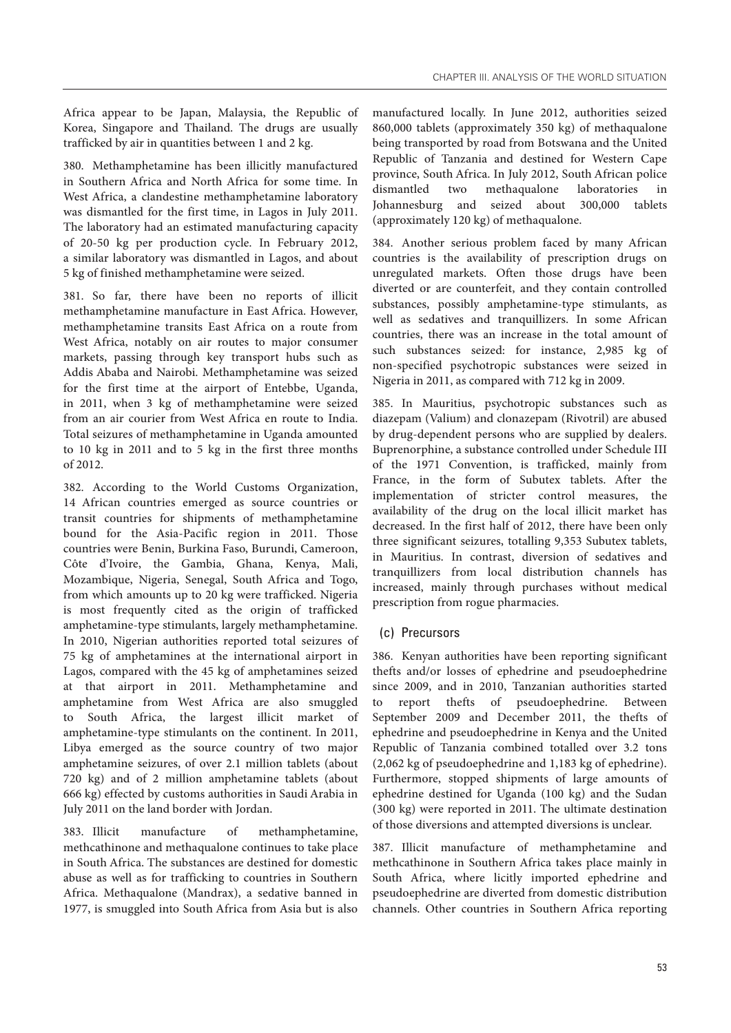Africa appear to be Japan, Malaysia, the Republic of Korea, Singapore and Thailand. The drugs are usually trafficked by air in quantities between 1 and 2 kg.

380. Methamphetamine has been illicitly manufactured in Southern Africa and North Africa for some time. In West Africa, a clandestine methamphetamine laboratory was dismantled for the first time, in Lagos in July 2011. The laboratory had an estimated manufacturing capacity of 20-50 kg per production cycle. In February 2012, a similar laboratory was dismantled in Lagos, and about 5 kg of finished methamphetamine were seized.

381. So far, there have been no reports of illicit methamphetamine manufacture in East Africa. However, methamphetamine transits East Africa on a route from West Africa, notably on air routes to major consumer markets, passing through key transport hubs such as Addis Ababa and Nairobi. Methamphetamine was seized for the first time at the airport of Entebbe, Uganda, in 2011, when 3 kg of methamphetamine were seized from an air courier from West Africa en route to India. Total seizures of methamphetamine in Uganda amounted to 10 kg in 2011 and to 5 kg in the first three months of 2012.

382. According to the World Customs Organization, 14 African countries emerged as source countries or transit countries for shipments of methamphetamine bound for the Asia-Pacific region in 2011. Those countries were Benin, Burkina Faso, Burundi, Cameroon, Côte d'Ivoire, the Gambia, Ghana, Kenya, Mali, Mozambique, Nigeria, Senegal, South Africa and Togo, from which amounts up to 20 kg were trafficked. Nigeria is most frequently cited as the origin of trafficked amphetamine-type stimulants, largely methamphetamine. In 2010, Nigerian authorities reported total seizures of 75 kg of amphetamines at the international airport in Lagos, compared with the 45 kg of amphetamines seized at that airport in 2011. Methamphetamine and amphetamine from West Africa are also smuggled to South Africa, the largest illicit market of amphetamine-type stimulants on the continent. In 2011, Libya emerged as the source country of two major amphetamine seizures, of over 2.1 million tablets (about 720 kg) and of 2 million amphetamine tablets (about 666 kg) effected by customs authorities in Saudi Arabia in July 2011 on the land border with Jordan.

383. Illicit manufacture of methamphetamine, methcathinone and methaqualone continues to take place in South Africa. The substances are destined for domestic abuse as well as for trafficking to countries in Southern Africa. Methaqualone (Mandrax), a sedative banned in 1977, is smuggled into South Africa from Asia but is also manufactured locally. In June 2012, authorities seized 860,000 tablets (approximately 350 kg) of methaqualone being transported by road from Botswana and the United Republic of Tanzania and destined for Western Cape province, South Africa. In July 2012, South African police dismantled two methaqualone laboratories in Johannesburg and seized about 300,000 tablets (approximately 120 kg) of methaqualone.

384. Another serious problem faced by many African countries is the availability of prescription drugs on unregulated markets. Often those drugs have been diverted or are counterfeit, and they contain controlled substances, possibly amphetamine-type stimulants, as well as sedatives and tranquillizers. In some African countries, there was an increase in the total amount of such substances seized: for instance, 2,985 kg of non-specified psychotropic substances were seized in Nigeria in 2011, as compared with 712 kg in 2009.

385. In Mauritius, psychotropic substances such as diazepam (Valium) and clonazepam (Rivotril) are abused by drug-dependent persons who are supplied by dealers. Buprenorphine, a substance controlled under Schedule III of the 1971 Convention, is trafficked, mainly from France, in the form of Subutex tablets. After the implementation of stricter control measures, the availability of the drug on the local illicit market has decreased. In the first half of 2012, there have been only three significant seizures, totalling 9,353 Subutex tablets, in Mauritius. In contrast, diversion of sedatives and tranquillizers from local distribution channels has increased, mainly through purchases without medical prescription from rogue pharmacies.

### (c) Precursors

386. Kenyan authorities have been reporting significant thefts and/or losses of ephedrine and pseudoephedrine since 2009, and in 2010, Tanzanian authorities started to report thefts of pseudoephedrine. Between September 2009 and December 2011, the thefts of ephedrine and pseudoephedrine in Kenya and the United Republic of Tanzania combined totalled over 3.2 tons (2,062 kg of pseudoephedrine and 1,183 kg of ephedrine). Furthermore, stopped shipments of large amounts of ephedrine destined for Uganda (100 kg) and the Sudan (300 kg) were reported in 2011. The ultimate destination of those diversions and attempted diversions is unclear.

387. Illicit manufacture of methamphetamine and methcathinone in Southern Africa takes place mainly in South Africa, where licitly imported ephedrine and pseudoephedrine are diverted from domestic distribution channels. Other countries in Southern Africa reporting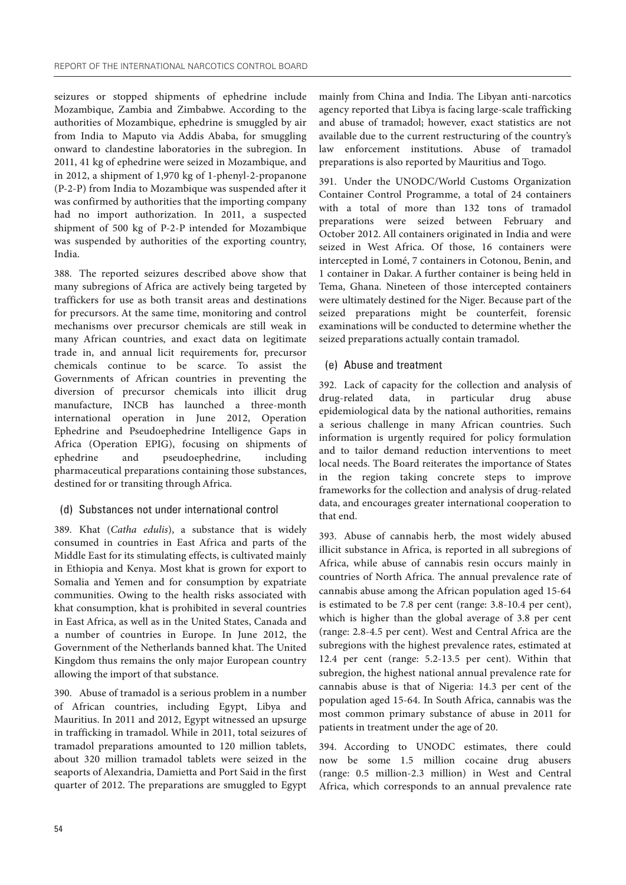seizures or stopped shipments of ephedrine include Mozambique, Zambia and Zimbabwe. According to the authorities of Mozambique, ephedrine is smuggled by air from India to Maputo via Addis Ababa, for smuggling onward to clandestine laboratories in the subregion. In 2011, 41 kg of ephedrine were seized in Mozambique, and in 2012, a shipment of 1,970 kg of 1-phenyl-2-propanone (P-2-P) from India to Mozambique was suspended after it was confirmed by authorities that the importing company had no import authorization. In 2011, a suspected shipment of 500 kg of P-2-P intended for Mozambique was suspended by authorities of the exporting country, India.

388. The reported seizures described above show that many subregions of Africa are actively being targeted by traffickers for use as both transit areas and destinations for precursors. At the same time, monitoring and control mechanisms over precursor chemicals are still weak in many African countries, and exact data on legitimate trade in, and annual licit requirements for, precursor chemicals continue to be scarce. To assist the Governments of African countries in preventing the diversion of precursor chemicals into illicit drug manufacture, INCB has launched a three-month international operation in June 2012, Operation Ephedrine and Pseudoephedrine Intelligence Gaps in Africa (Operation EPIG), focusing on shipments of ephedrine and pseudoephedrine, including pharmaceutical preparations containing those substances, destined for or transiting through Africa.

### (d) Substances not under international control

389. Khat (*Catha edulis*), a substance that is widely consumed in countries in East Africa and parts of the Middle East for its stimulating effects, is cultivated mainly in Ethiopia and Kenya. Most khat is grown for export to Somalia and Yemen and for consumption by expatriate communities. Owing to the health risks associated with khat consumption, khat is prohibited in several countries in East Africa, as well as in the United States, Canada and a number of countries in Europe. In June 2012, the Government of the Netherlands banned khat. The United Kingdom thus remains the only major European country allowing the import of that substance.

390. Abuse of tramadol is a serious problem in a number of African countries, including Egypt, Libya and Mauritius. In 2011 and 2012, Egypt witnessed an upsurge in trafficking in tramadol. While in 2011, total seizures of tramadol preparations amounted to 120 million tablets, about 320 million tramadol tablets were seized in the seaports of Alexandria, Damietta and Port Said in the first quarter of 2012. The preparations are smuggled to Egypt mainly from China and India. The Libyan anti-narcotics agency reported that Libya is facing large-scale trafficking and abuse of tramadol; however, exact statistics are not available due to the current restructuring of the country's law enforcement institutions. Abuse of tramadol preparations is also reported by Mauritius and Togo.

391. Under the UNODC/World Customs Organization Container Control Programme, a total of 24 containers with a total of more than 132 tons of tramadol preparations were seized between February and October 2012. All containers originated in India and were seized in West Africa. Of those, 16 containers were intercepted in Lomé, 7 containers in Cotonou, Benin, and 1 container in Dakar. A further container is being held in Tema, Ghana. Nineteen of those intercepted containers were ultimately destined for the Niger. Because part of the seized preparations might be counterfeit, forensic examinations will be conducted to determine whether the seized preparations actually contain tramadol.

### (e) Abuse and treatment

392. Lack of capacity for the collection and analysis of drug-related data, in particular drug abuse epidemiological data by the national authorities, remains a serious challenge in many African countries. Such information is urgently required for policy formulation and to tailor demand reduction interventions to meet local needs. The Board reiterates the importance of States in the region taking concrete steps to improve frameworks for the collection and analysis of drug-related data, and encourages greater international cooperation to that end.

393. Abuse of cannabis herb, the most widely abused illicit substance in Africa, is reported in all subregions of Africa, while abuse of cannabis resin occurs mainly in countries of North Africa. The annual prevalence rate of cannabis abuse among the African population aged 15-64 is estimated to be 7.8 per cent (range: 3.8-10.4 per cent), which is higher than the global average of 3.8 per cent (range: 2.8-4.5 per cent). West and Central Africa are the subregions with the highest prevalence rates, estimated at 12.4 per cent (range: 5.2-13.5 per cent). Within that subregion, the highest national annual prevalence rate for cannabis abuse is that of Nigeria: 14.3 per cent of the population aged 15-64. In South Africa, cannabis was the most common primary substance of abuse in 2011 for patients in treatment under the age of 20.

394. According to UNODC estimates, there could now be some 1.5 million cocaine drug abusers (range: 0.5 million-2.3 million) in West and Central Africa, which corresponds to an annual prevalence rate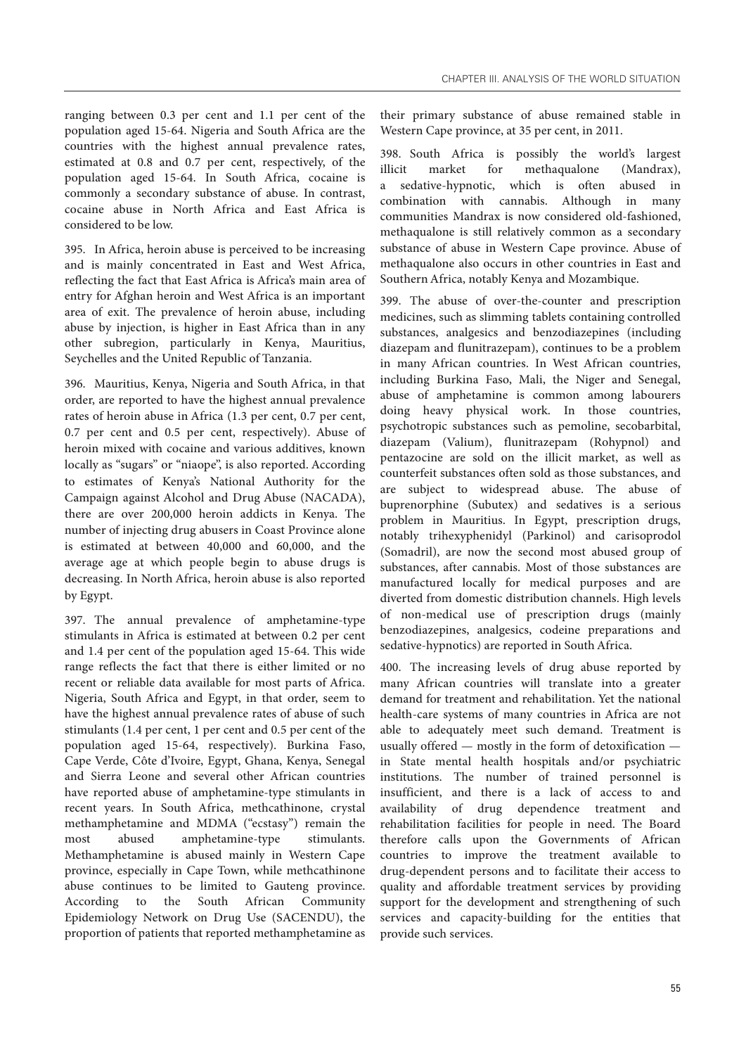ranging between 0.3 per cent and 1.1 per cent of the population aged 15-64. Nigeria and South Africa are the countries with the highest annual prevalence rates, estimated at 0.8 and 0.7 per cent, respectively, of the population aged 15-64. In South Africa, cocaine is commonly a secondary substance of abuse. In contrast, cocaine abuse in North Africa and East Africa is considered to be low.

395. In Africa, heroin abuse is perceived to be increasing and is mainly concentrated in East and West Africa, reflecting the fact that East Africa is Africa's main area of entry for Afghan heroin and West Africa is an important area of exit. The prevalence of heroin abuse, including abuse by injection, is higher in East Africa than in any other subregion, particularly in Kenya, Mauritius, Seychelles and the United Republic of Tanzania.

396. Mauritius, Kenya, Nigeria and South Africa, in that order, are reported to have the highest annual prevalence rates of heroin abuse in Africa (1.3 per cent, 0.7 per cent, 0.7 per cent and 0.5 per cent, respectively). Abuse of heroin mixed with cocaine and various additives, known locally as "sugars" or "niaope", is also reported. According to estimates of Kenya's National Authority for the Campaign against Alcohol and Drug Abuse (NACADA), there are over 200,000 heroin addicts in Kenya. The number of injecting drug abusers in Coast Province alone is estimated at between 40,000 and 60,000, and the average age at which people begin to abuse drugs is decreasing. In North Africa, heroin abuse is also reported by Egypt.

397. The annual prevalence of amphetamine-type stimulants in Africa is estimated at between 0.2 per cent and 1.4 per cent of the population aged 15-64. This wide range reflects the fact that there is either limited or no recent or reliable data available for most parts of Africa. Nigeria, South Africa and Egypt, in that order, seem to have the highest annual prevalence rates of abuse of such stimulants (1.4 per cent, 1 per cent and 0.5 per cent of the population aged 15-64, respectively). Burkina Faso, Cape Verde, Côte d'Ivoire, Egypt, Ghana, Kenya, Senegal and Sierra Leone and several other African countries have reported abuse of amphetamine-type stimulants in recent years. In South Africa, methcathinone, crystal methamphetamine and MDMA ("ecstasy") remain the most abused amphetamine-type stimulants. Methamphetamine is abused mainly in Western Cape province, especially in Cape Town, while methcathinone abuse continues to be limited to Gauteng province. According to the South African Community Epidemiology Network on Drug Use (SACENDU), the proportion of patients that reported methamphetamine as their primary substance of abuse remained stable in Western Cape province, at 35 per cent, in 2011.

398. South Africa is possibly the world's largest illicit market for methaqualone (Mandrax), a sedative-hypnotic, which is often abused in combination with cannabis. Although in many communities Mandrax is now considered old-fashioned, methaqualone is still relatively common as a secondary substance of abuse in Western Cape province. Abuse of methaqualone also occurs in other countries in East and Southern Africa, notably Kenya and Mozambique.

399. The abuse of over-the-counter and prescription medicines, such as slimming tablets containing controlled substances, analgesics and benzodiazepines (including diazepam and flunitrazepam), continues to be a problem in many African countries. In West African countries, including Burkina Faso, Mali, the Niger and Senegal, abuse of amphetamine is common among labourers doing heavy physical work. In those countries, psychotropic substances such as pemoline, secobarbital, diazepam (Valium), flunitrazepam (Rohypnol) and pentazocine are sold on the illicit market, as well as counterfeit substances often sold as those substances, and are subject to widespread abuse. The abuse of buprenorphine (Subutex) and sedatives is a serious problem in Mauritius. In Egypt, prescription drugs, notably trihexyphenidyl (Parkinol) and carisoprodol (Somadril), are now the second most abused group of substances, after cannabis. Most of those substances are manufactured locally for medical purposes and are diverted from domestic distribution channels. High levels of non-medical use of prescription drugs (mainly benzodiazepines, analgesics, codeine preparations and sedative-hypnotics) are reported in South Africa.

400. The increasing levels of drug abuse reported by many African countries will translate into a greater demand for treatment and rehabilitation. Yet the national health-care systems of many countries in Africa are not able to adequately meet such demand. Treatment is usually offered — mostly in the form of detoxification — in State mental health hospitals and/or psychiatric institutions. The number of trained personnel is insufficient, and there is a lack of access to and availability of drug dependence treatment and rehabilitation facilities for people in need. The Board therefore calls upon the Governments of African countries to improve the treatment available to drug-dependent persons and to facilitate their access to quality and affordable treatment services by providing support for the development and strengthening of such services and capacity-building for the entities that provide such services.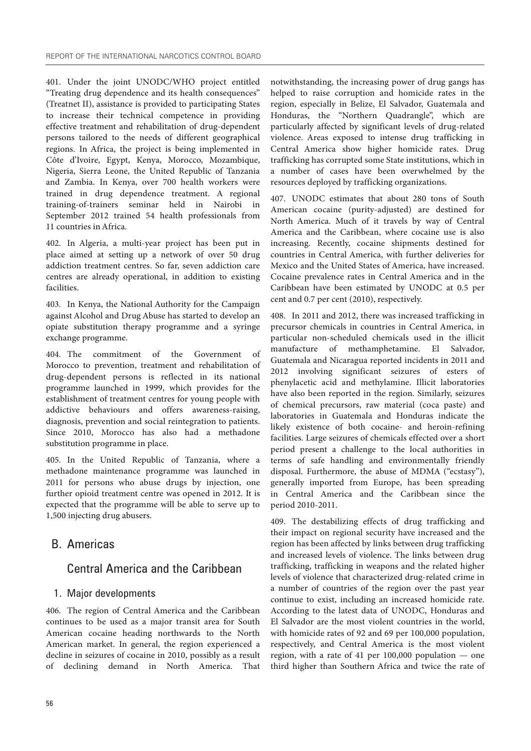401. Under the joint UNODC/WHO project entitled "Treating drug dependence and its health consequences" (Treatnet II), assistance is provided to participating States to increase their technical competence in providing effective treatment and rehabilitation of drug-dependent persons tailored to the needs of different geographical regions. In Africa, the project is being implemented in Côte d'Ivoire, Egypt, Kenya, Morocco, Mozambique, Nigeria, Sierra Leone, the United Republic of Tanzania and Zambia. In Kenya, over 700 health workers were trained in drug dependence treatment. A regional training-of-trainers seminar held in Nairobi in September 2012 trained 54 health professionals from 11 countries in Africa.

402. In Algeria, a multi-year project has been put in place aimed at setting up a network of over 50 drug addiction treatment centres. So far, seven addiction care centres are already operational, in addition to existing facilities.

403. In Kenya, the National Authority for the Campaign against Alcohol and Drug Abuse has started to develop an opiate substitution therapy programme and a syringe exchange programme.

404. The commitment of the Government of Morocco to prevention, treatment and rehabilitation of drug-dependent persons is reflected in its national programme launched in 1999, which provides for the establishment of treatment centres for young people with addictive behaviours and offers awareness-raising, diagnosis, prevention and social reintegration to patients. Since 2010, Morocco has also had a methadone substitution programme in place.

405. In the United Republic of Tanzania, where a methadone maintenance programme was launched in 2011 for persons who abuse drugs by injection, one further opioid treatment centre was opened in 2012. It is expected that the programme will be able to serve up to 1,500 injecting drug abusers.

## B. Americas

### Central America and the Caribbean

#### 1. Major developments

406. The region of Central America and the Caribbean continues to be used as a major transit area for South American cocaine heading northwards to the North American market. In general, the region experienced a decline in seizures of cocaine in 2010, possibly as a result of declining demand in North America. That notwithstanding, the increasing power of drug gangs has helped to raise corruption and homicide rates in the region, especially in Belize, El Salvador, Guatemala and Honduras, the "Northern Quadrangle", which are particularly affected by significant levels of drug-related violence. Areas exposed to intense drug trafficking in Central America show higher homicide rates. Drug trafficking has corrupted some State institutions, which in a number of cases have been overwhelmed by the resources deployed by trafficking organizations.

407. UNODC estimates that about 280 tons of South American cocaine (purity-adjusted) are destined for North America. Much of it travels by way of Central America and the Caribbean, where cocaine use is also increasing. Recently, cocaine shipments destined for countries in Central America, with further deliveries for Mexico and the United States of America, have increased. Cocaine prevalence rates in Central America and in the Caribbean have been estimated by UNODC at 0.5 per cent and 0.7 per cent (2010), respectively.

408. In 2011 and 2012, there was increased trafficking in precursor chemicals in countries in Central America, in particular non-scheduled chemicals used in the illicit manufacture of methamphetamine. El Salvador, Guatemala and Nicaragua reported incidents in 2011 and 2012 involving significant seizures of esters of phenylacetic acid and methylamine. Illicit laboratories have also been reported in the region. Similarly, seizures of chemical precursors, raw material (coca paste) and laboratories in Guatemala and Honduras indicate the likely existence of both cocaine- and heroin-refining facilities. Large seizures of chemicals effected over a short period present a challenge to the local authorities in terms of safe handling and environmentally friendly disposal. Furthermore, the abuse of MDMA ("ecstasy"), generally imported from Europe, has been spreading in Central America and the Caribbean since the period 2010-2011.

409. The destabilizing effects of drug trafficking and their impact on regional security have increased and the region has been affected by links between drug trafficking and increased levels of violence. The links between drug trafficking, trafficking in weapons and the related higher levels of violence that characterized drug-related crime in a number of countries of the region over the past year continue to exist, including an increased homicide rate. According to the latest data of UNODC, Honduras and El Salvador are the most violent countries in the world, with homicide rates of 92 and 69 per 100,000 population, respectively, and Central America is the most violent region, with a rate of 41 per 100,000 population — one third higher than Southern Africa and twice the rate of